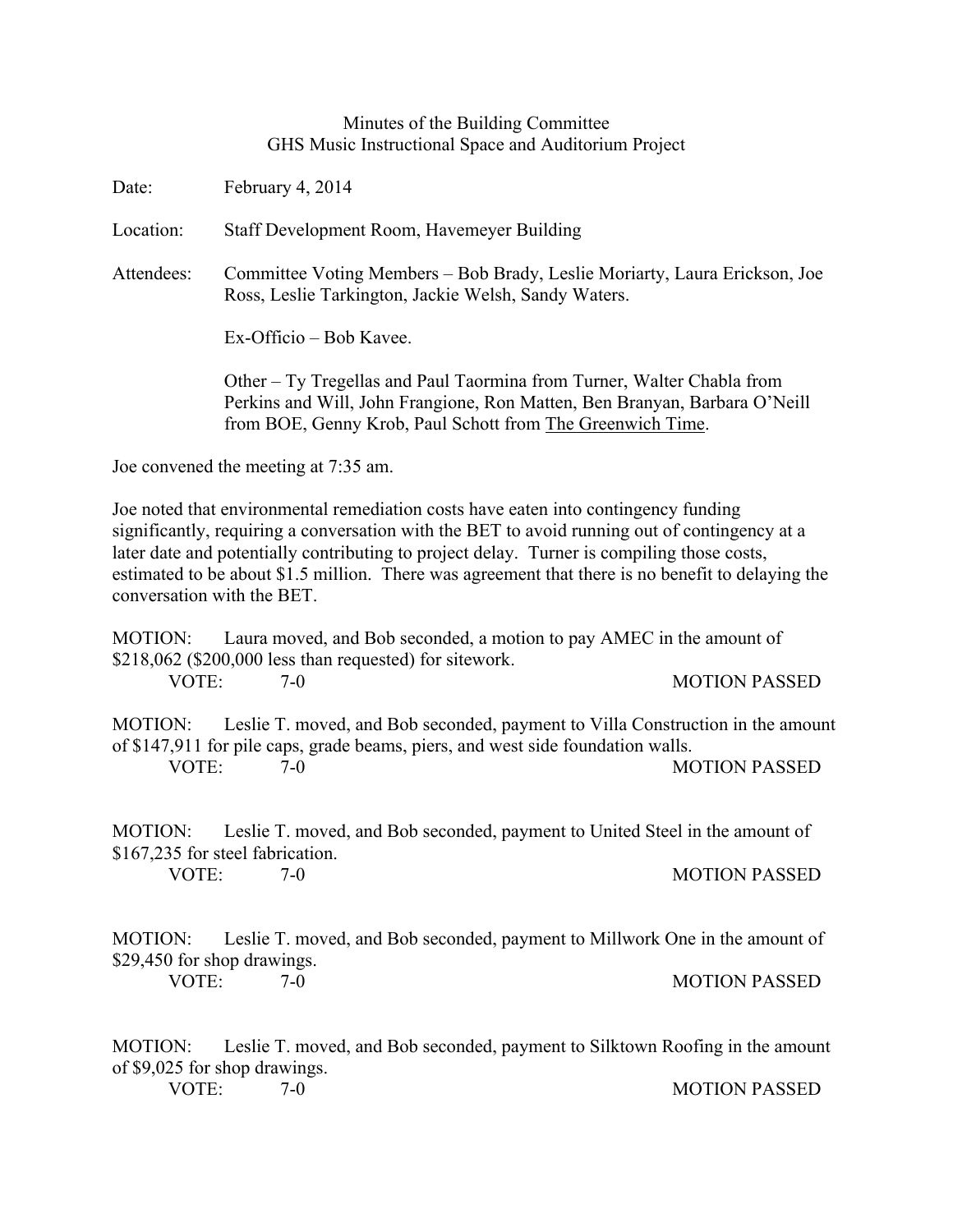# Minutes of the Building Committee
## GHS Music Instructional Space and Auditorium Project

Date: February 4, 2014

Location: Staff Development Room, Havemeyer Building

Attendees: Committee Voting Members – Bob Brady, Leslie Moriarty, Laura Erickson, Joe Ross, Leslie Tarkington, Jackie Welsh, Sandy Waters.

Ex-Officio – Bob Kavee.

Other – Ty Tregellas and Paul Taormina from Turner, Walter Chabla from Perkins and Will, John Frangione, Ron Matten, Ben Branyan, Barbara O'Neill from BOE, Genny Krob, Paul Schott from The Greenwich Time.

Joe convened the meeting at 7:35 am.

Joe noted that environmental remediation costs have eaten into contingency funding significantly, requiring a conversation with the BET to avoid running out of contingency at a later date and potentially contributing to project delay. Turner is compiling those costs, estimated to be about $1.5 million. There was agreement that there is no benefit to delaying the conversation with the BET.

MOTION: Laura moved, and Bob seconded, a motion to pay AMEC in the amount of $218,062 ($200,000 less than requested) for sitework.
VOTE: 7-0 MOTION PASSED

MOTION: Leslie T. moved, and Bob seconded, payment to Villa Construction in the amount of $147,911 for pile caps, grade beams, piers, and west side foundation walls.
VOTE: 7-0 MOTION PASSED

MOTION: Leslie T. moved, and Bob seconded, payment to United Steel in the amount of $167,235 for steel fabrication.
VOTE: 7-0 MOTION PASSED

MOTION: Leslie T. moved, and Bob seconded, payment to Millwork One in the amount of $29,450 for shop drawings.
VOTE: 7-0 MOTION PASSED

MOTION: Leslie T. moved, and Bob seconded, payment to Silktown Roofing in the amount of $9,025 for shop drawings.
VOTE: 7-0 MOTION PASSED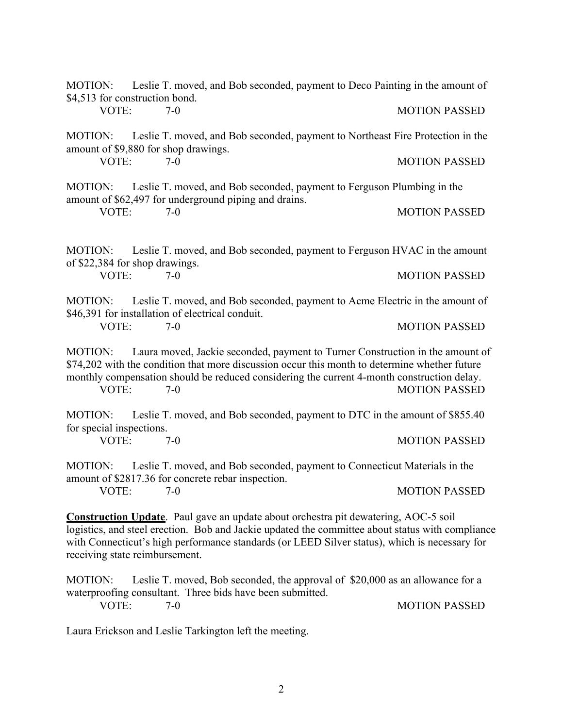MOTION: Leslie T. moved, and Bob seconded, payment to Deco Painting in the amount of $4,513 for construction bond.

VOTE: 7-0 MOTION PASSED

MOTION: Leslie T. moved, and Bob seconded, payment to Northeast Fire Protection in the amount of $9,880 for shop drawings.

VOTE: 7-0 MOTION PASSED

MOTION: Leslie T. moved, and Bob seconded, payment to Ferguson Plumbing in the amount of $62,497 for underground piping and drains.

VOTE: 7-0 MOTION PASSED

MOTION: Leslie T. moved, and Bob seconded, payment to Ferguson HVAC in the amount of $22,384 for shop drawings.

VOTE: 7-0 MOTION PASSED

MOTION: Leslie T. moved, and Bob seconded, payment to Acme Electric in the amount of $46,391 for installation of electrical conduit.

VOTE: 7-0 MOTION PASSED

MOTION: Laura moved, Jackie seconded, payment to Turner Construction in the amount of $74,202 with the condition that more discussion occur this month to determine whether future monthly compensation should be reduced considering the current 4-month construction delay.

VOTE: 7-0 MOTION PASSED

MOTION: Leslie T. moved, and Bob seconded, payment to DTC in the amount of $855.40 for special inspections.

VOTE: 7-0 MOTION PASSED

MOTION: Leslie T. moved, and Bob seconded, payment to Connecticut Materials in the amount of $2817.36 for concrete rebar inspection.

VOTE: 7-0 MOTION PASSED

**Construction Update**. Paul gave an update about orchestra pit dewatering, AOC-5 soil logistics, and steel erection. Bob and Jackie updated the committee about status with compliance with Connecticut's high performance standards (or LEED Silver status), which is necessary for receiving state reimbursement.

MOTION: Leslie T. moved, Bob seconded, the approval of $20,000 as an allowance for a waterproofing consultant. Three bids have been submitted.

VOTE: 7-0 MOTION PASSED

Laura Erickson and Leslie Tarkington left the meeting.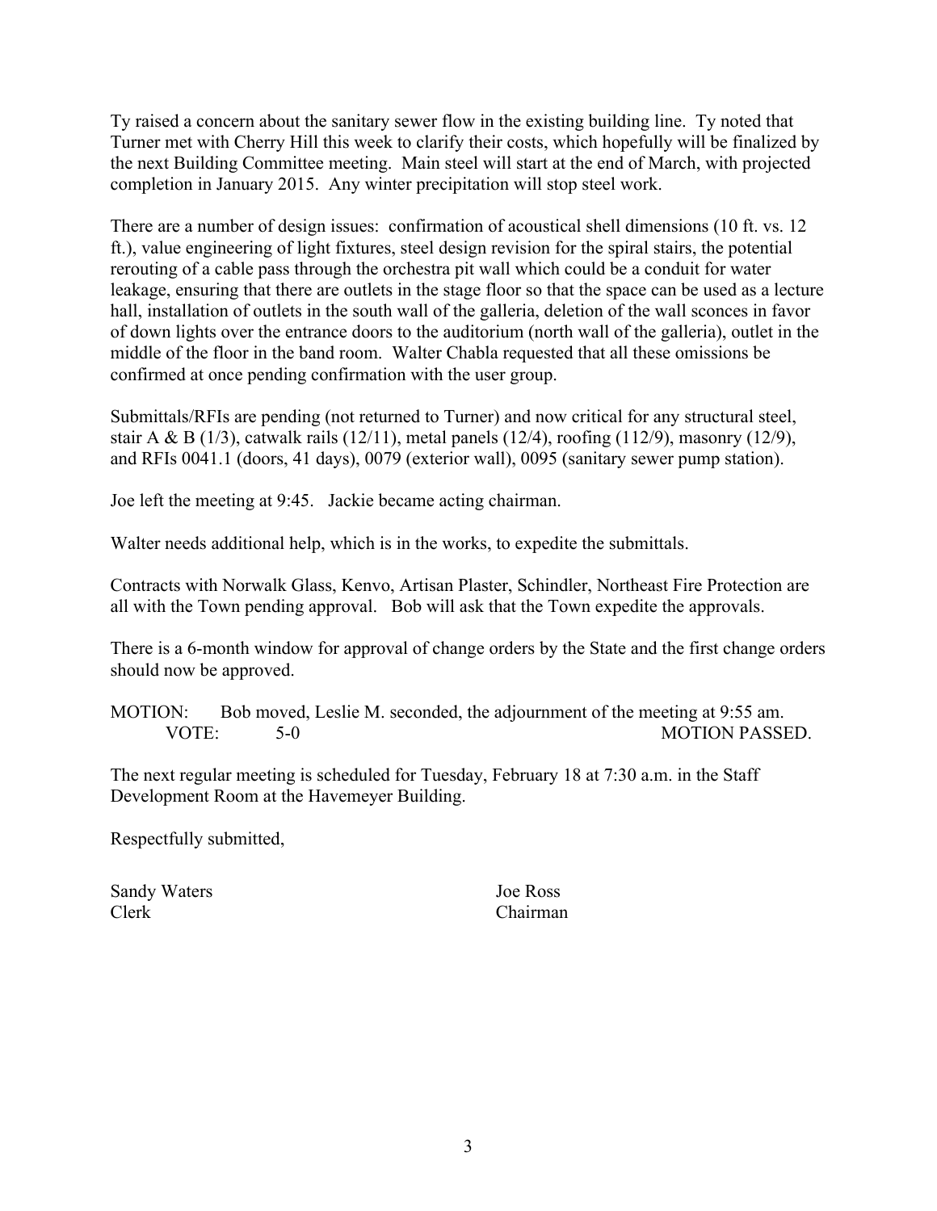Ty raised a concern about the sanitary sewer flow in the existing building line. Ty noted that Turner met with Cherry Hill this week to clarify their costs, which hopefully will be finalized by the next Building Committee meeting. Main steel will start at the end of March, with projected completion in January 2015. Any winter precipitation will stop steel work.

There are a number of design issues: confirmation of acoustical shell dimensions (10 ft. vs. 12 ft.), value engineering of light fixtures, steel design revision for the spiral stairs, the potential rerouting of a cable pass through the orchestra pit wall which could be a conduit for water leakage, ensuring that there are outlets in the stage floor so that the space can be used as a lecture hall, installation of outlets in the south wall of the galleria, deletion of the wall sconces in favor of down lights over the entrance doors to the auditorium (north wall of the galleria), outlet in the middle of the floor in the band room. Walter Chabla requested that all these omissions be confirmed at once pending confirmation with the user group.

Submittals/RFIs are pending (not returned to Turner) and now critical for any structural steel, stair A & B (1/3), catwalk rails (12/11), metal panels (12/4), roofing (112/9), masonry (12/9), and RFIs 0041.1 (doors, 41 days), 0079 (exterior wall), 0095 (sanitary sewer pump station).

Joe left the meeting at 9:45. Jackie became acting chairman.

Walter needs additional help, which is in the works, to expedite the submittals.

Contracts with Norwalk Glass, Kenvo, Artisan Plaster, Schindler, Northeast Fire Protection are all with the Town pending approval. Bob will ask that the Town expedite the approvals.

There is a 6-month window for approval of change orders by the State and the first change orders should now be approved.

MOTION: Bob moved, Leslie M. seconded, the adjournment of the meeting at 9:55 am.
VOTE: 5-0 MOTION PASSED.

The next regular meeting is scheduled for Tuesday, February 18 at 7:30 a.m. in the Staff Development Room at the Havemeyer Building.

Respectfully submitted,

Sandy Waters
Clerk

Joe Ross
Chairman